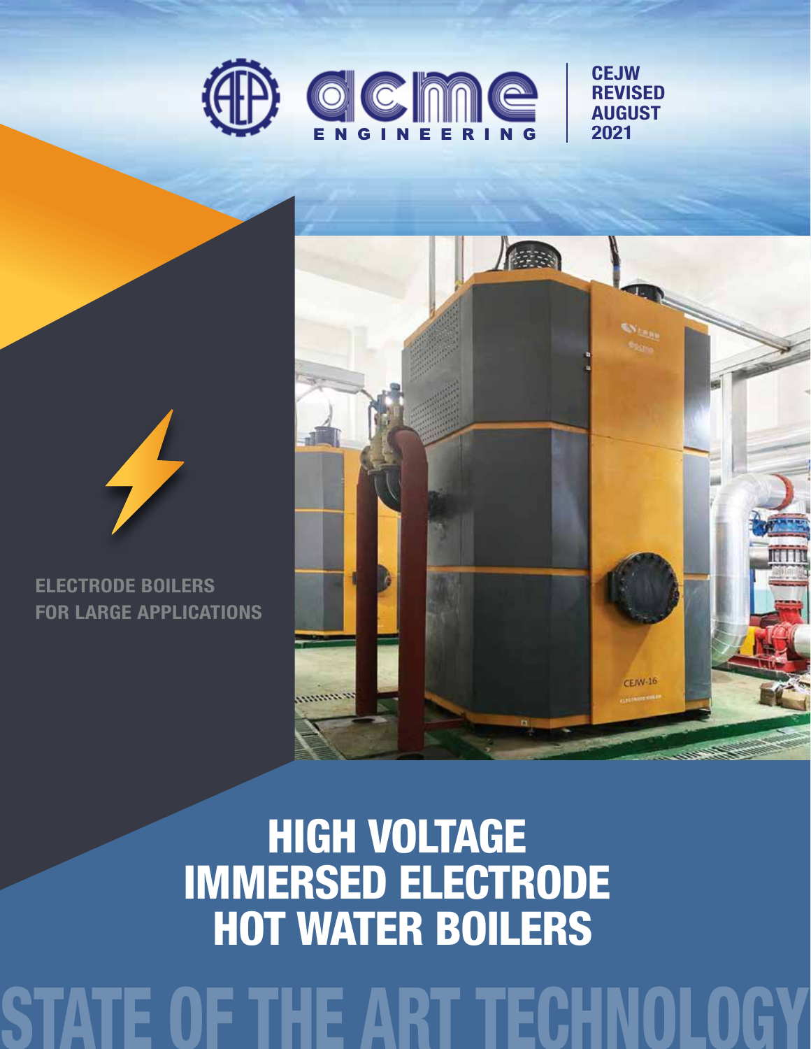acme ENGINEERING

CEJW
REVISED
AUGUST
2021

ELECTRODE BOILERS
FOR LARGE APPLICATIONS

# HIGH VOLTAGE IMMERSED ELECTRODE HOT WATER BOILERS

STATE OF THE ART TECHNOLOGY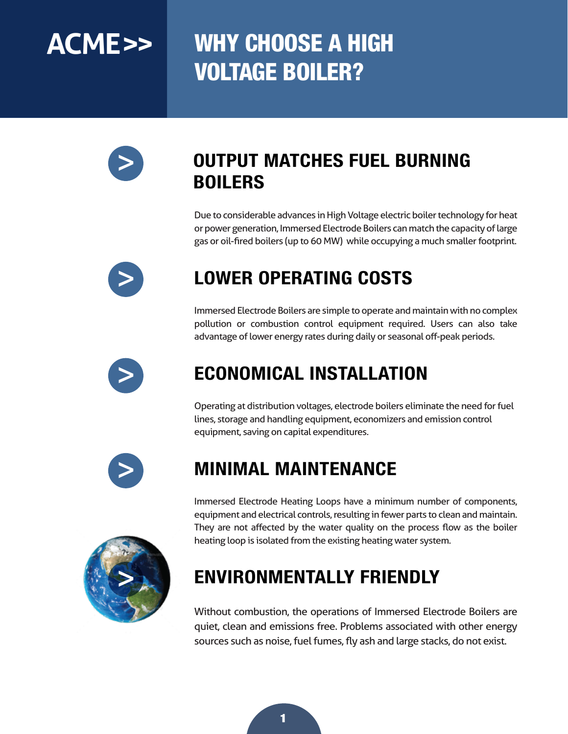ACME>>

# WHY CHOOSE A HIGH VOLTAGE BOILER?

## OUTPUT MATCHES FUEL BURNING BOILERS

Due to considerable advances in High Voltage electric boiler technology for heat or power generation, Immersed Electrode Boilers can match the capacity of large gas or oil-fired boilers (up to 60 MW) while occupying a much smaller footprint.

## LOWER OPERATING COSTS

Immersed Electrode Boilers are simple to operate and maintain with no complex pollution or combustion control equipment required. Users can also take advantage of lower energy rates during daily or seasonal off-peak periods.

## ECONOMICAL INSTALLATION

Operating at distribution voltages, electrode boilers eliminate the need for fuel lines, storage and handling equipment, economizers and emission control equipment, saving on capital expenditures.

## MINIMAL MAINTENANCE

Immersed Electrode Heating Loops have a minimum number of components, equipment and electrical controls, resulting in fewer parts to clean and maintain. They are not affected by the water quality on the process flow as the boiler heating loop is isolated from the existing heating water system.

## ENVIRONMENTALLY FRIENDLY

Without combustion, the operations of Immersed Electrode Boilers are quiet, clean and emissions free. Problems associated with other energy sources such as noise, fuel fumes, fly ash and large stacks, do not exist.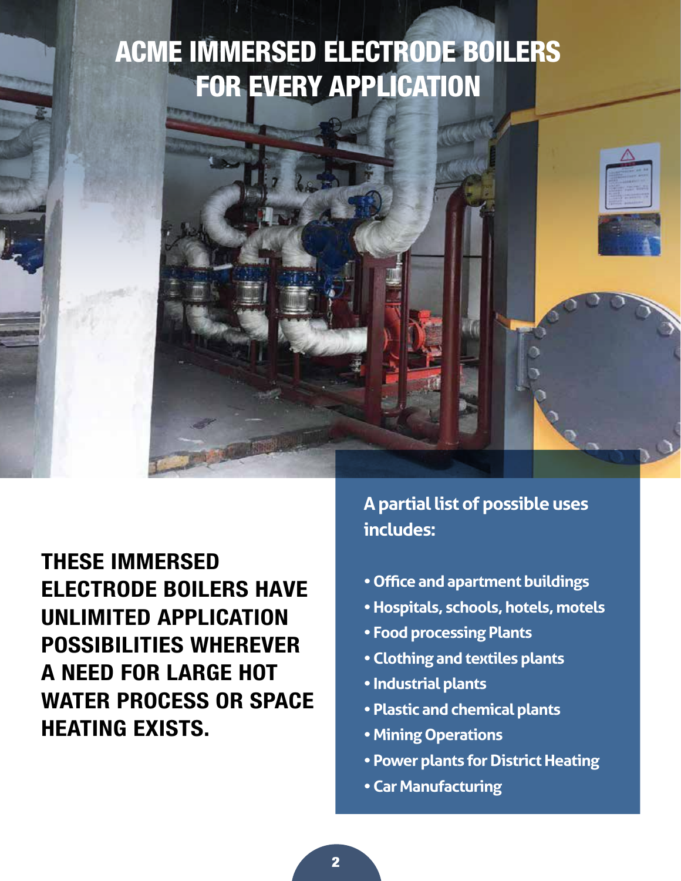# ACME IMMERSED ELECTRODE BOILERS FOR EVERY APPLICATION

**THESE IMMERSED ELECTRODE BOILERS HAVE UNLIMITED APPLICATION POSSIBILITIES WHEREVER A NEED FOR LARGE HOT WATER PROCESS OR SPACE HEATING EXISTS.**

**A partial list of possible uses includes:**

- **Office and apartment buildings**
- **Hospitals, schools, hotels, motels**
- **Food processing Plants**
- **Clothing and textiles plants**
- **Industrial plants**
- **Plastic and chemical plants**
- **Mining Operations**
- **Power plants for District Heating**
- **Car Manufacturing**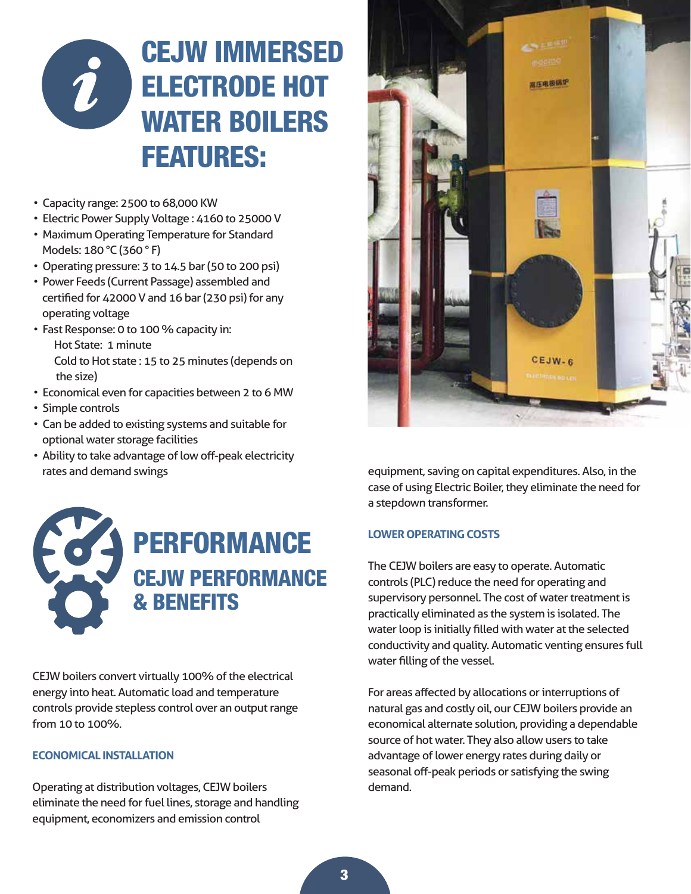# CEJW IMMERSED ELECTRODE HOT WATER BOILERS FEATURES:

- Capacity range: 2500 to 68,000 KW
- Electric Power Supply Voltage : 4160 to 25000 V
- Maximum Operating Temperature for Standard Models: 180 °C (360 ° F)
- Operating pressure: 3 to 14.5 bar (50 to 200 psi)
- Power Feeds (Current Passage) assembled and certified for 42000 V and 16 bar (230 psi) for any operating voltage
- Fast Response: 0 to 100 % capacity in:
  Hot State: 1 minute
  Cold to Hot state : 15 to 25 minutes (depends on the size)
- Economical even for capacities between 2 to 6 MW
- Simple controls
- Can be added to existing systems and suitable for optional water storage facilities
- Ability to take advantage of low off-peak electricity rates and demand swings

# PERFORMANCE

## CEJW PERFORMANCE & BENEFITS

CEJW boilers convert virtually 100% of the electrical energy into heat. Automatic load and temperature controls provide stepless control over an output range from 10 to 100%.

### ECONOMICAL INSTALLATION

Operating at distribution voltages, CEJW boilers eliminate the need for fuel lines, storage and handling equipment, economizers and emission control equipment, saving on capital expenditures. Also, in the case of using Electric Boiler, they eliminate the need for a stepdown transformer.

### LOWER OPERATING COSTS

The CEJW boilers are easy to operate. Automatic controls (PLC) reduce the need for operating and supervisory personnel. The cost of water treatment is practically eliminated as the system is isolated. The water loop is initially filled with water at the selected conductivity and quality. Automatic venting ensures full water filling of the vessel.

For areas affected by allocations or interruptions of natural gas and costly oil, our CEJW boilers provide an economical alternate solution, providing a dependable source of hot water. They also allow users to take advantage of lower energy rates during daily or seasonal off-peak periods or satisfying the swing demand.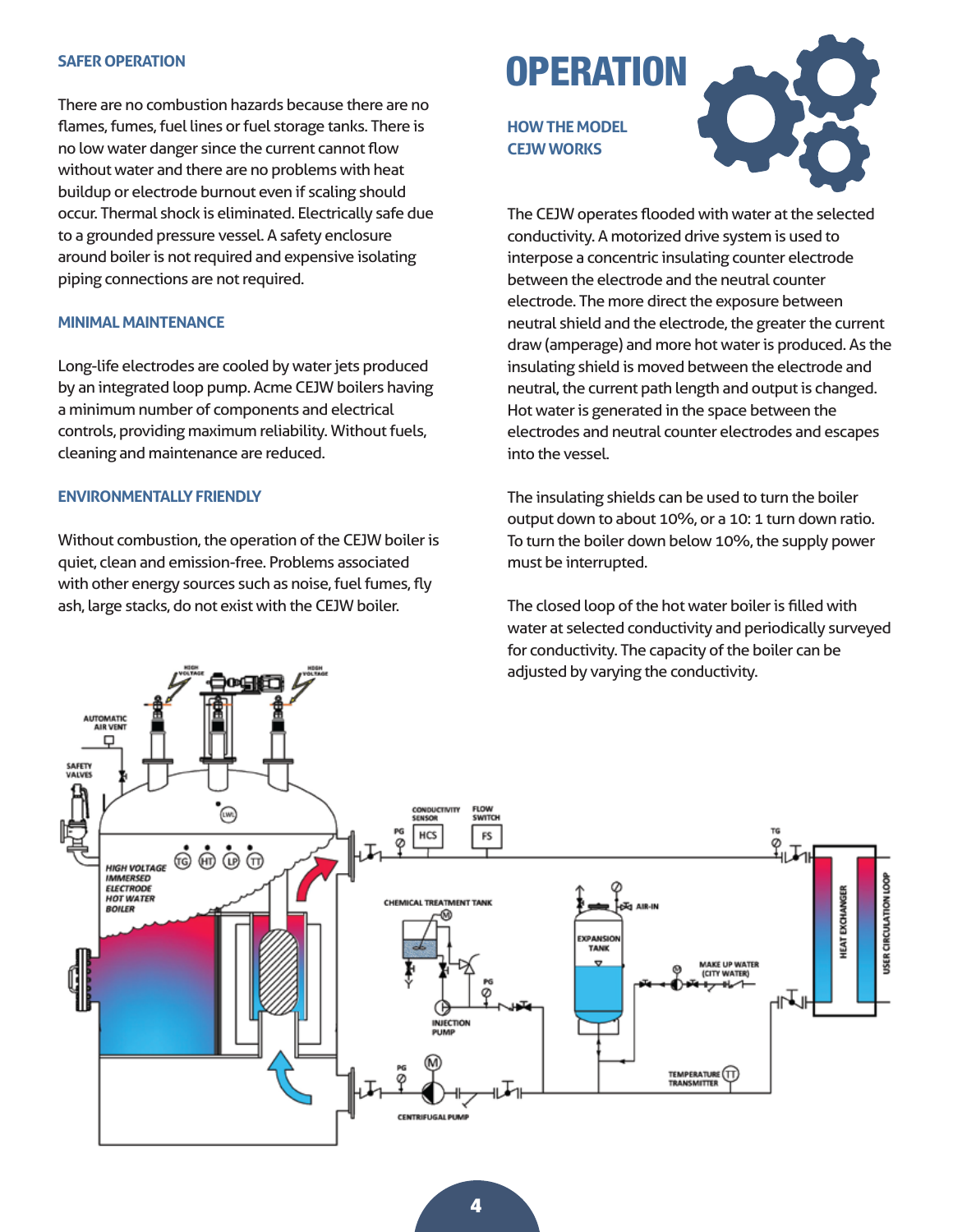### SAFER OPERATION

There are no combustion hazards because there are no flames, fumes, fuel lines or fuel storage tanks. There is no low water danger since the current cannot flow without water and there are no problems with heat buildup or electrode burnout even if scaling should occur. Thermal shock is eliminated. Electrically safe due to a grounded pressure vessel. A safety enclosure around boiler is not required and expensive isolating piping connections are not required.

### MINIMAL MAINTENANCE

Long-life electrodes are cooled by water jets produced by an integrated loop pump. Acme CEJW boilers having a minimum number of components and electrical controls, providing maximum reliability. Without fuels, cleaning and maintenance are reduced.

### ENVIRONMENTALLY FRIENDLY

Without combustion, the operation of the CEJW boiler is quiet, clean and emission-free. Problems associated with other energy sources such as noise, fuel fumes, fly ash, large stacks, do not exist with the CEJW boiler.

# OPERATION

### HOW THE MODEL CEJW WORKS

The CEJW operates flooded with water at the selected conductivity. A motorized drive system is used to interpose a concentric insulating counter electrode between the electrode and the neutral counter electrode. The more direct the exposure between neutral shield and the electrode, the greater the current draw (amperage) and more hot water is produced. As the insulating shield is moved between the electrode and neutral, the current path length and output is changed. Hot water is generated in the space between the electrodes and neutral counter electrodes and escapes into the vessel.

The insulating shields can be used to turn the boiler output down to about 10%, or a 10: 1 turn down ratio. To turn the boiler down below 10%, the supply power must be interrupted.

The closed loop of the hot water boiler is filled with water at selected conductivity and periodically surveyed for conductivity. The capacity of the boiler can be adjusted by varying the conductivity.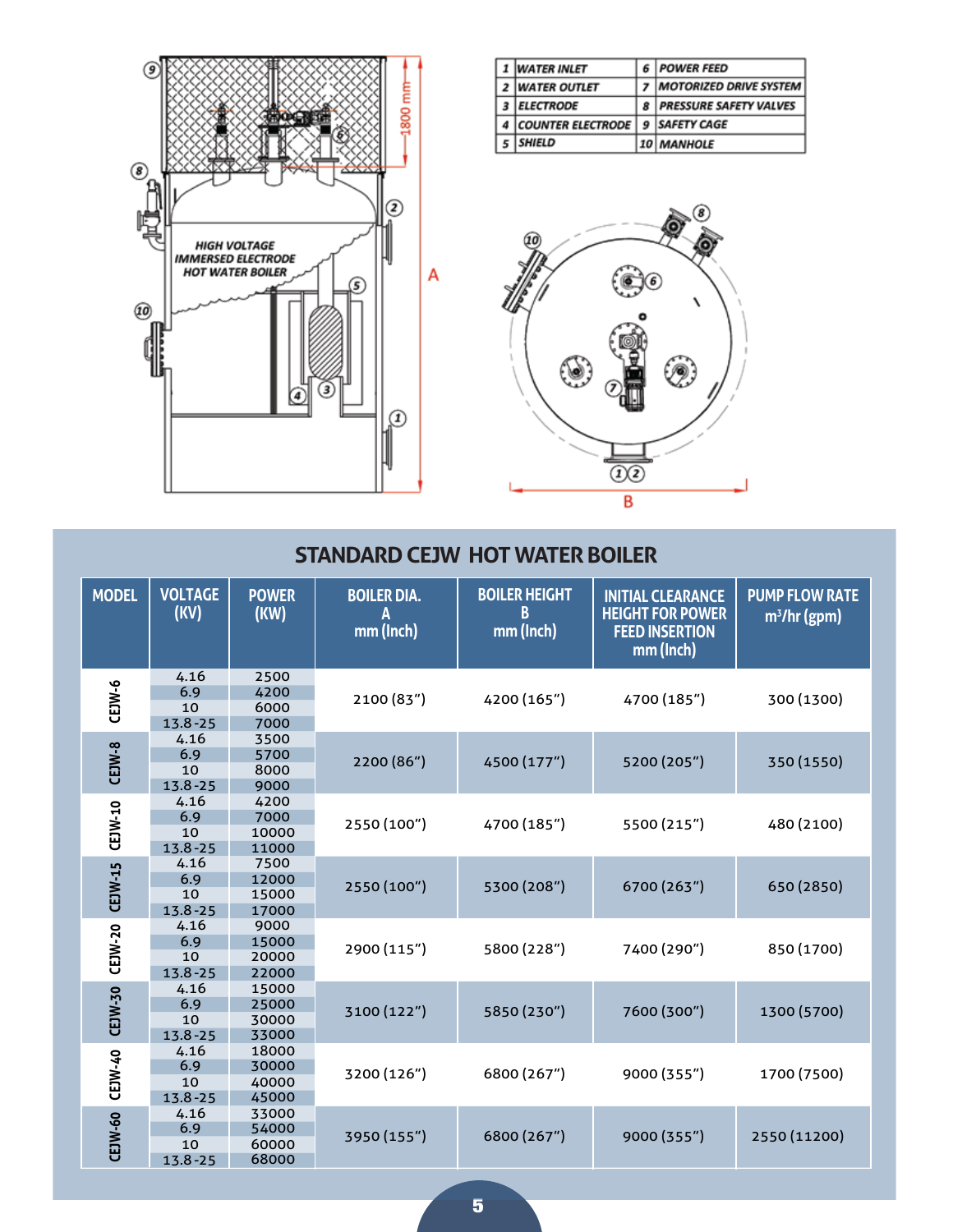| | | | |
|---|---|---|---|
| 1 | WATER INLET | 6 | POWER FEED |
| 2 | WATER OUTLET | 7 | MOTORIZED DRIVE SYSTEM |
| 3 | ELECTRODE | 8 | PRESSURE SAFETY VALVES |
| 4 | COUNTER ELECTRODE | 9 | SAFETY CAGE |
| 5 | SHIELD | 10 | MANHOLE |

HIGH VOLTAGE IMMERSED ELECTRODE HOT WATER BOILER

1800 mm

A

B

## STANDARD CEJW HOT WATER BOILER

| MODEL | VOLTAGE (KV) | POWER (KW) | BOILER DIA. A mm (Inch) | BOILER HEIGHT B mm (Inch) | INITIAL CLEARANCE HEIGHT FOR POWER FEED INSERTION mm (Inch) | PUMP FLOW RATE $m^3$/hr (gpm) |
|---|---|---|---|---|---|---|
| CEJW-6 | 4.16 | 2500 | 2100 (83") | 4200 (165") | 4700 (185") | 300 (1300) |
| | 6.9 | 4200 | | | | |
| | 10 | 6000 | | | | |
| | 13.8-25 | 7000 | | | | |
| CEJW-8 | 4.16 | 3500 | 2200 (86") | 4500 (177") | 5200 (205") | 350 (1550) |
| | 6.9 | 5700 | | | | |
| | 10 | 8000 | | | | |
| | 13.8-25 | 9000 | | | | |
| CEJW-10 | 4.16 | 4200 | 2550 (100") | 4700 (185") | 5500 (215") | 480 (2100) |
| | 6.9 | 7000 | | | | |
| | 10 | 10000 | | | | |
| | 13.8-25 | 11000 | | | | |
| CEJW-15 | 4.16 | 7500 | 2550 (100") | 5300 (208") | 6700 (263") | 650 (2850) |
| | 6.9 | 12000 | | | | |
| | 10 | 15000 | | | | |
| | 13.8-25 | 17000 | | | | |
| CEJW-20 | 4.16 | 9000 | 2900 (115") | 5800 (228") | 7400 (290") | 850 (1700) |
| | 6.9 | 15000 | | | | |
| | 10 | 20000 | | | | |
| | 13.8-25 | 22000 | | | | |
| CEJW-30 | 4.16 | 15000 | 3100 (122") | 5850 (230") | 7600 (300") | 1300 (5700) |
| | 6.9 | 25000 | | | | |
| | 10 | 30000 | | | | |
| | 13.8-25 | 33000 | | | | |
| CEJW-40 | 4.16 | 18000 | 3200 (126") | 6800 (267") | 9000 (355") | 1700 (7500) |
| | 6.9 | 30000 | | | | |
| | 10 | 40000 | | | | |
| | 13.8-25 | 45000 | | | | |
| CEJW-60 | 4.16 | 33000 | 3950 (155") | 6800 (267") | 9000 (355") | 2550 (11200) |
| | 6.9 | 54000 | | | | |
| | 10 | 60000 | | | | |
| | 13.8-25 | 68000 | | | | |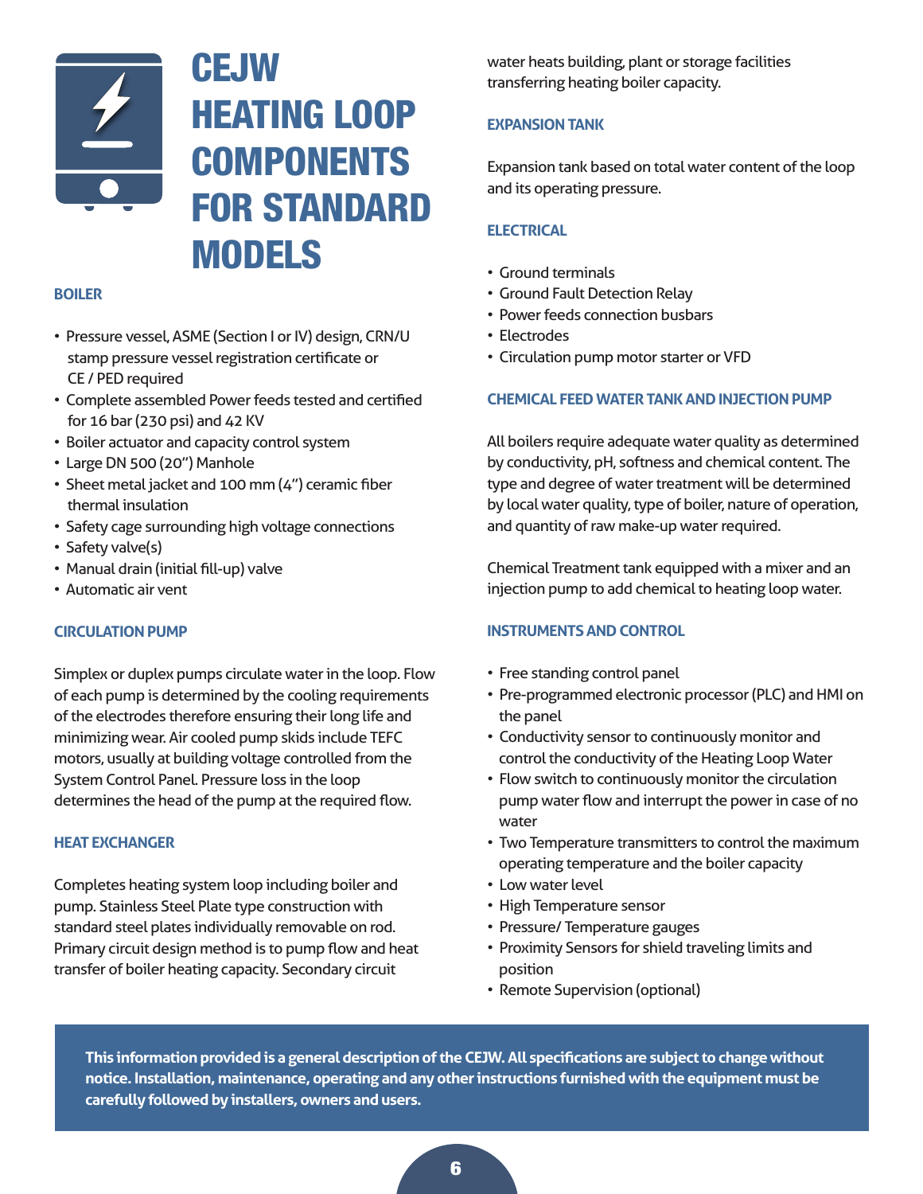# CEJW HEATING LOOP COMPONENTS FOR STANDARD MODELS

### BOILER

- Pressure vessel, ASME (Section I or IV) design, CRN/U stamp pressure vessel registration certificate or CE / PED required
- Complete assembled Power feeds tested and certified for 16 bar (230 psi) and 42 KV
- Boiler actuator and capacity control system
- Large DN 500 (20") Manhole
- Sheet metal jacket and 100 mm (4") ceramic fiber thermal insulation
- Safety cage surrounding high voltage connections
- Safety valve(s)
- Manual drain (initial fill-up) valve
- Automatic air vent

### CIRCULATION PUMP

Simplex or duplex pumps circulate water in the loop. Flow of each pump is determined by the cooling requirements of the electrodes therefore ensuring their long life and minimizing wear. Air cooled pump skids include TEFC motors, usually at building voltage controlled from the System Control Panel. Pressure loss in the loop determines the head of the pump at the required flow.

### HEAT EXCHANGER

Completes heating system loop including boiler and pump. Stainless Steel Plate type construction with standard steel plates individually removable on rod. Primary circuit design method is to pump flow and heat transfer of boiler heating capacity. Secondary circuit water heats building, plant or storage facilities transferring heating boiler capacity.

### EXPANSION TANK

Expansion tank based on total water content of the loop and its operating pressure.

### ELECTRICAL

- Ground terminals
- Ground Fault Detection Relay
- Power feeds connection busbars
- Electrodes
- Circulation pump motor starter or VFD

### CHEMICAL FEED WATER TANK AND INJECTION PUMP

All boilers require adequate water quality as determined by conductivity, pH, softness and chemical content. The type and degree of water treatment will be determined by local water quality, type of boiler, nature of operation, and quantity of raw make-up water required.

Chemical Treatment tank equipped with a mixer and an injection pump to add chemical to heating loop water.

### INSTRUMENTS AND CONTROL

- Free standing control panel
- Pre-programmed electronic processor (PLC) and HMI on the panel
- Conductivity sensor to continuously monitor and control the conductivity of the Heating Loop Water
- Flow switch to continuously monitor the circulation pump water flow and interrupt the power in case of no water
- Two Temperature transmitters to control the maximum operating temperature and the boiler capacity
- Low water level
- High Temperature sensor
- Pressure/ Temperature gauges
- Proximity Sensors for shield traveling limits and position
- Remote Supervision (optional)

**This information provided is a general description of the CEJW. All specifications are subject to change without notice. Installation, maintenance, operating and any other instructions furnished with the equipment must be carefully followed by installers, owners and users.**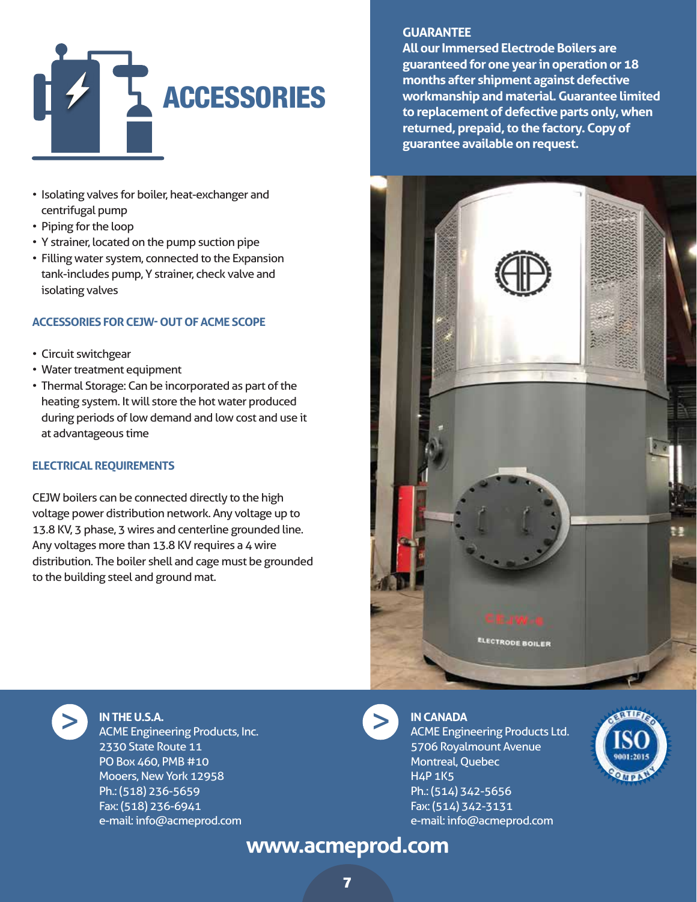# ACCESSORIES

- Isolating valves for boiler, heat-exchanger and centrifugal pump
- Piping for the loop
- Y strainer, located on the pump suction pipe
- Filling water system, connected to the Expansion tank-includes pump, Y strainer, check valve and isolating valves

### ACCESSORIES FOR CEJW- OUT OF ACME SCOPE

- Circuit switchgear
- Water treatment equipment
- Thermal Storage: Can be incorporated as part of the heating system. It will store the hot water produced during periods of low demand and low cost and use it at advantageous time

### ELECTRICAL REQUIREMENTS

CEJW boilers can be connected directly to the high voltage power distribution network. Any voltage up to 13.8 KV, 3 phase, 3 wires and centerline grounded line. Any voltages more than 13.8 KV requires a 4 wire distribution. The boiler shell and cage must be grounded to the building steel and ground mat.

### GUARANTEE

**All our Immersed Electrode Boilers are guaranteed for one year in operation or 18 months after shipment against defective workmanship and material. Guarantee limited to replacement of defective parts only, when returned, prepaid, to the factory. Copy of guarantee available on request.**

**IN THE U.S.A.**
ACME Engineering Products, Inc.
2330 State Route 11
PO Box 460, PMB #10
Mooers, New York 12958
Ph.: (518) 236-5659
Fax: (518) 236-6941
e-mail: info@acmeprod.com

**IN CANADA**
ACME Engineering Products Ltd.
5706 Royalmount Avenue
Montreal, Quebec
H4P 1K5
Ph.: (514) 342-5656
Fax: (514) 342-3131
e-mail: info@acmeprod.com

CERTIFIED ISO 9001:2015 COMPANY

**www.acmeprod.com**